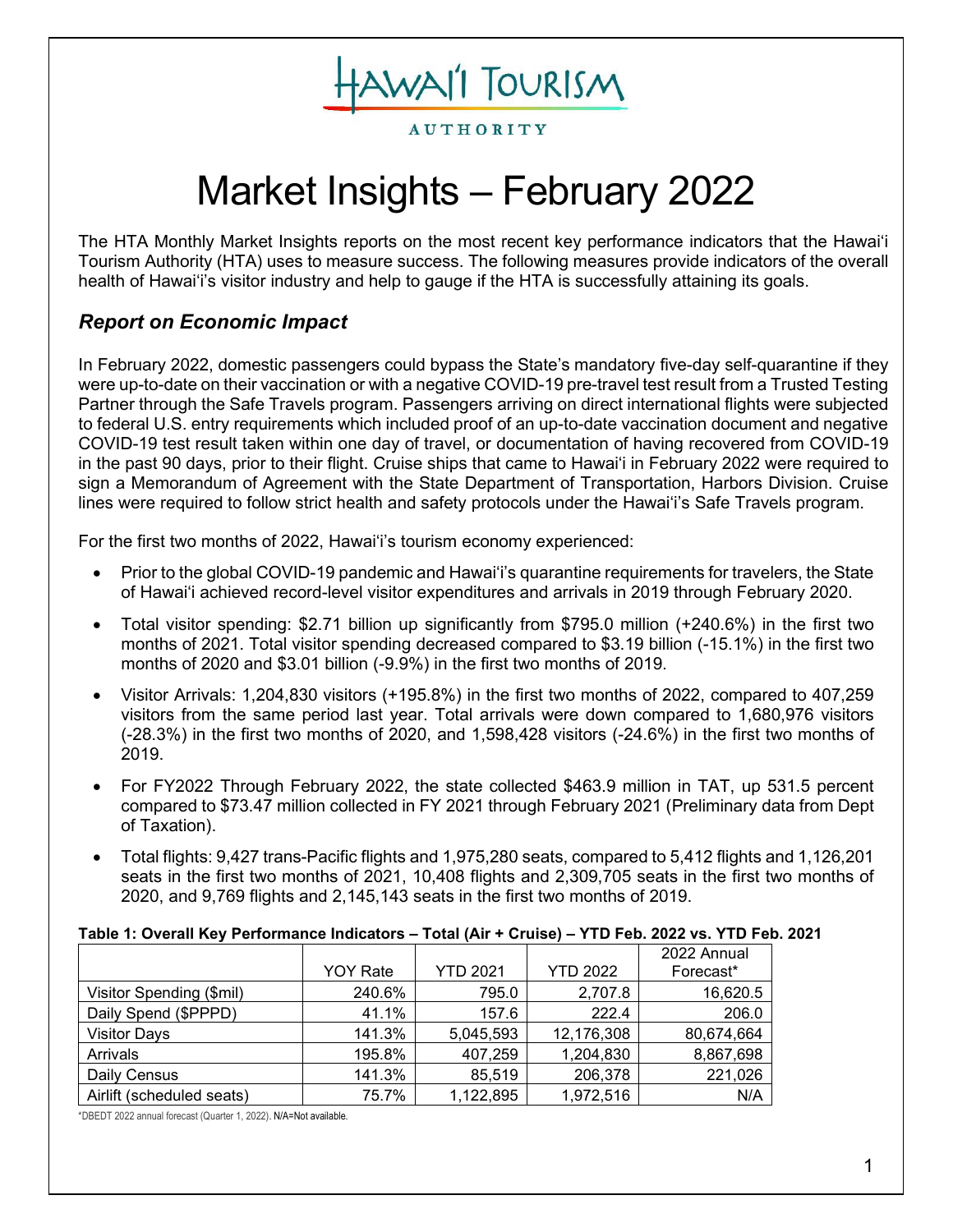Hawai'i Tourism Authority

# Market Insights – February 2022

The HTA Monthly Market Insights reports on the most recent key performance indicators that the Hawai'i Tourism Authority (HTA) uses to measure success. The following measures provide indicators of the overall health of Hawai'i's visitor industry and help to gauge if the HTA is successfully attaining its goals.

## *Report on Economic Impact*

In February 2022, domestic passengers could bypass the State's mandatory five-day self-quarantine if they were up-to-date on their vaccination or with a negative COVID-19 pre-travel test result from a Trusted Testing Partner through the Safe Travels program. Passengers arriving on direct international flights were subjected to federal U.S. entry requirements which included proof of an up-to-date vaccination document and negative COVID-19 test result taken within one day of travel, or documentation of having recovered from COVID-19 in the past 90 days, prior to their flight. Cruise ships that came to Hawai'i in February 2022 were required to sign a Memorandum of Agreement with the State Department of Transportation, Harbors Division. Cruise lines were required to follow strict health and safety protocols under the Hawai'i's Safe Travels program.

For the first two months of 2022, Hawai'i's tourism economy experienced:

- Prior to the global COVID-19 pandemic and Hawai'i's quarantine requirements for travelers, the State of Hawai'i achieved record-level visitor expenditures and arrivals in 2019 through February 2020.
- Total visitor spending: $2.71 billion up significantly from $795.0 million (+240.6%) in the first two months of 2021. Total visitor spending decreased compared to $3.19 billion (-15.1%) in the first two months of 2020 and $3.01 billion (-9.9%) in the first two months of 2019.
- Visitor Arrivals: 1,204,830 visitors (+195.8%) in the first two months of 2022, compared to 407,259 visitors from the same period last year. Total arrivals were down compared to 1,680,976 visitors (-28.3%) in the first two months of 2020, and 1,598,428 visitors (-24.6%) in the first two months of 2019.
- For FY2022 Through February 2022, the state collected $463.9 million in TAT, up 531.5 percent compared to $73.47 million collected in FY 2021 through February 2021 (Preliminary data from Dept of Taxation).
- Total flights: 9,427 trans-Pacific flights and 1,975,280 seats, compared to 5,412 flights and 1,126,201 seats in the first two months of 2021, 10,408 flights and 2,309,705 seats in the first two months of 2020, and 9,769 flights and 2,145,143 seats in the first two months of 2019.

**Table 1: Overall Key Performance Indicators – Total (Air + Cruise) – YTD Feb. 2022 vs. YTD Feb. 2021**

| | YOY Rate | YTD 2021 | YTD 2022 | 2022 Annual Forecast* |
|---|---|---|---|---|
| Visitor Spending ($mil) | 240.6% | 795.0 | 2,707.8 | 16,620.5 |
| Daily Spend ($PPPD) | 41.1% | 157.6 | 222.4 | 206.0 |
| Visitor Days | 141.3% | 5,045,593 | 12,176,308 | 80,674,664 |
| Arrivals | 195.8% | 407,259 | 1,204,830 | 8,867,698 |
| Daily Census | 141.3% | 85,519 | 206,378 | 221,026 |
| Airlift (scheduled seats) | 75.7% | 1,122,895 | 1,972,516 | N/A |

*DBEDT 2022 annual forecast (Quarter 1, 2022). N/A=Not available.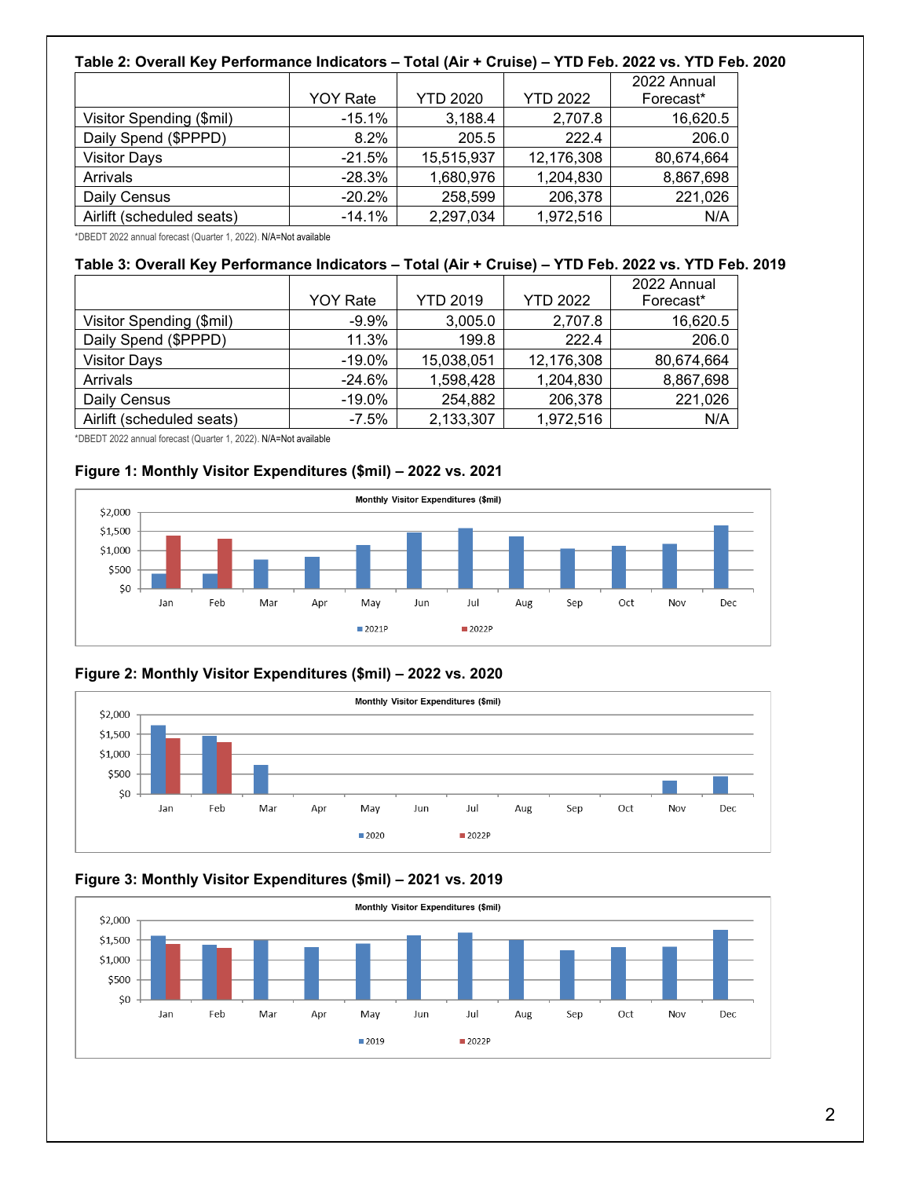**Table 2: Overall Key Performance Indicators – Total (Air + Cruise) – YTD Feb. 2022 vs. YTD Feb. 2020**

| | YOY Rate | YTD 2020 | YTD 2022 | 2022 Annual Forecast* |
|---|---|---|---|---|
| Visitor Spending ($mil) | -15.1% | 3,188.4 | 2,707.8 | 16,620.5 |
| Daily Spend ($PPPD) | 8.2% | 205.5 | 222.4 | 206.0 |
| Visitor Days | -21.5% | 15,515,937 | 12,176,308 | 80,674,664 |
| Arrivals | -28.3% | 1,680,976 | 1,204,830 | 8,867,698 |
| Daily Census | -20.2% | 258,599 | 206,378 | 221,026 |
| Airlift (scheduled seats) | -14.1% | 2,297,034 | 1,972,516 | N/A |

*DBEDT 2022 annual forecast (Quarter 1, 2022). N/A=Not available

**Table 3: Overall Key Performance Indicators – Total (Air + Cruise) – YTD Feb. 2022 vs. YTD Feb. 2019**

| | YOY Rate | YTD 2019 | YTD 2022 | 2022 Annual Forecast* |
|---|---|---|---|---|
| Visitor Spending ($mil) | -9.9% | 3,005.0 | 2,707.8 | 16,620.5 |
| Daily Spend ($PPPD) | 11.3% | 199.8 | 222.4 | 206.0 |
| Visitor Days | -19.0% | 15,038,051 | 12,176,308 | 80,674,664 |
| Arrivals | -24.6% | 1,598,428 | 1,204,830 | 8,867,698 |
| Daily Census | -19.0% | 254,882 | 206,378 | 221,026 |
| Airlift (scheduled seats) | -7.5% | 2,133,307 | 1,972,516 | N/A |

*DBEDT 2022 annual forecast (Quarter 1, 2022). N/A=Not available

**Figure 1: Monthly Visitor Expenditures ($mil) – 2022 vs. 2021**

**Figure 2: Monthly Visitor Expenditures ($mil) – 2022 vs. 2020**

**Figure 3: Monthly Visitor Expenditures ($mil) – 2021 vs. 2019**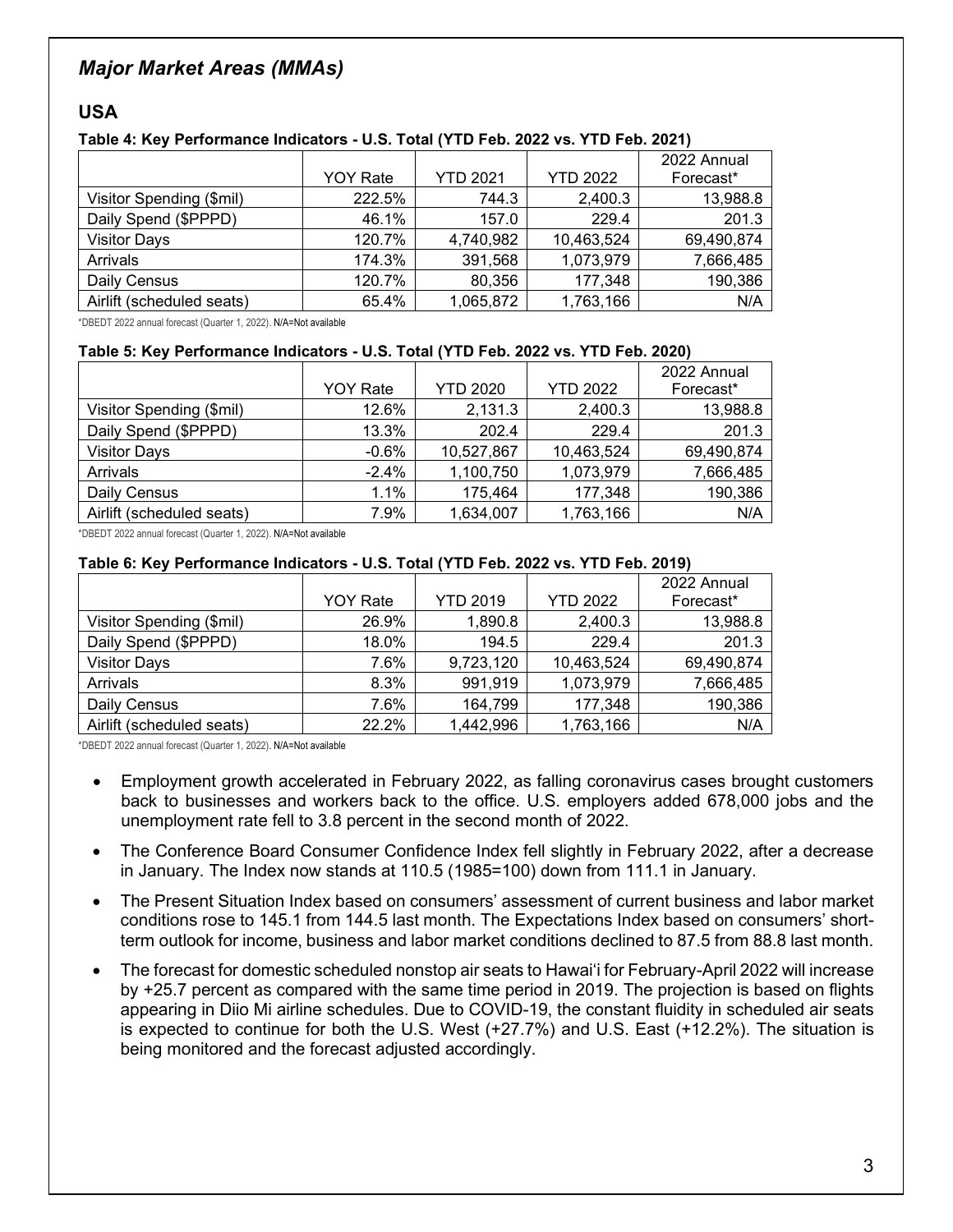## *Major Market Areas (MMAs)*

### USA

**Table 4: Key Performance Indicators - U.S. Total (YTD Feb. 2022 vs. YTD Feb. 2021)**

| | YOY Rate | YTD 2021 | YTD 2022 | 2022 Annual Forecast* |
|---|---|---|---|---|
| Visitor Spending ($mil) | 222.5% | 744.3 | 2,400.3 | 13,988.8 |
| Daily Spend ($PPPD) | 46.1% | 157.0 | 229.4 | 201.3 |
| Visitor Days | 120.7% | 4,740,982 | 10,463,524 | 69,490,874 |
| Arrivals | 174.3% | 391,568 | 1,073,979 | 7,666,485 |
| Daily Census | 120.7% | 80,356 | 177,348 | 190,386 |
| Airlift (scheduled seats) | 65.4% | 1,065,872 | 1,763,166 | N/A |

*DBEDT 2022 annual forecast (Quarter 1, 2022). N/A=Not available

**Table 5: Key Performance Indicators - U.S. Total (YTD Feb. 2022 vs. YTD Feb. 2020)**

| | YOY Rate | YTD 2020 | YTD 2022 | 2022 Annual Forecast* |
|---|---|---|---|---|
| Visitor Spending ($mil) | 12.6% | 2,131.3 | 2,400.3 | 13,988.8 |
| Daily Spend ($PPPD) | 13.3% | 202.4 | 229.4 | 201.3 |
| Visitor Days | -0.6% | 10,527,867 | 10,463,524 | 69,490,874 |
| Arrivals | -2.4% | 1,100,750 | 1,073,979 | 7,666,485 |
| Daily Census | 1.1% | 175,464 | 177,348 | 190,386 |
| Airlift (scheduled seats) | 7.9% | 1,634,007 | 1,763,166 | N/A |

*DBEDT 2022 annual forecast (Quarter 1, 2022). N/A=Not available

**Table 6: Key Performance Indicators - U.S. Total (YTD Feb. 2022 vs. YTD Feb. 2019)**

| | YOY Rate | YTD 2019 | YTD 2022 | 2022 Annual Forecast* |
|---|---|---|---|---|
| Visitor Spending ($mil) | 26.9% | 1,890.8 | 2,400.3 | 13,988.8 |
| Daily Spend ($PPPD) | 18.0% | 194.5 | 229.4 | 201.3 |
| Visitor Days | 7.6% | 9,723,120 | 10,463,524 | 69,490,874 |
| Arrivals | 8.3% | 991,919 | 1,073,979 | 7,666,485 |
| Daily Census | 7.6% | 164,799 | 177,348 | 190,386 |
| Airlift (scheduled seats) | 22.2% | 1,442,996 | 1,763,166 | N/A |

*DBEDT 2022 annual forecast (Quarter 1, 2022). N/A=Not available

- Employment growth accelerated in February 2022, as falling coronavirus cases brought customers back to businesses and workers back to the office. U.S. employers added 678,000 jobs and the unemployment rate fell to 3.8 percent in the second month of 2022.
- The Conference Board Consumer Confidence Index fell slightly in February 2022, after a decrease in January. The Index now stands at 110.5 (1985=100) down from 111.1 in January.
- The Present Situation Index based on consumers' assessment of current business and labor market conditions rose to 145.1 from 144.5 last month. The Expectations Index based on consumers' short-term outlook for income, business and labor market conditions declined to 87.5 from 88.8 last month.
- The forecast for domestic scheduled nonstop air seats to Hawai'i for February-April 2022 will increase by +25.7 percent as compared with the same time period in 2019. The projection is based on flights appearing in Diio Mi airline schedules. Due to COVID-19, the constant fluidity in scheduled air seats is expected to continue for both the U.S. West (+27.7%) and U.S. East (+12.2%). The situation is being monitored and the forecast adjusted accordingly.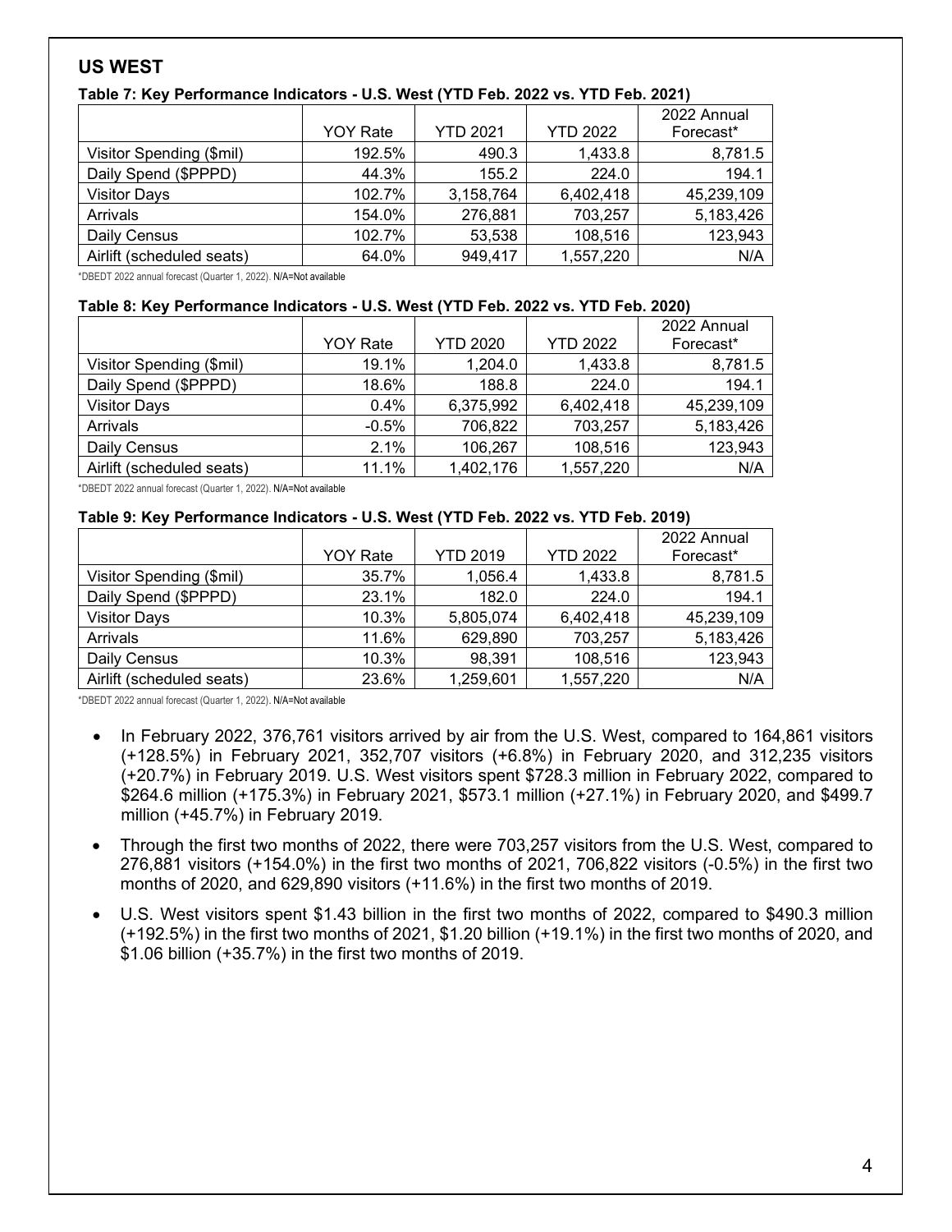## US WEST

**Table 7: Key Performance Indicators - U.S. West (YTD Feb. 2022 vs. YTD Feb. 2021)**

| | YOY Rate | YTD 2021 | YTD 2022 | 2022 Annual Forecast* |
|---|---|---|---|---|
| Visitor Spending ($mil) | 192.5% | 490.3 | 1,433.8 | 8,781.5 |
| Daily Spend ($PPPD) | 44.3% | 155.2 | 224.0 | 194.1 |
| Visitor Days | 102.7% | 3,158,764 | 6,402,418 | 45,239,109 |
| Arrivals | 154.0% | 276,881 | 703,257 | 5,183,426 |
| Daily Census | 102.7% | 53,538 | 108,516 | 123,943 |
| Airlift (scheduled seats) | 64.0% | 949,417 | 1,557,220 | N/A |

*DBEDT 2022 annual forecast (Quarter 1, 2022). N/A=Not available

**Table 8: Key Performance Indicators - U.S. West (YTD Feb. 2022 vs. YTD Feb. 2020)**

| | YOY Rate | YTD 2020 | YTD 2022 | 2022 Annual Forecast* |
|---|---|---|---|---|
| Visitor Spending ($mil) | 19.1% | 1,204.0 | 1,433.8 | 8,781.5 |
| Daily Spend ($PPPD) | 18.6% | 188.8 | 224.0 | 194.1 |
| Visitor Days | 0.4% | 6,375,992 | 6,402,418 | 45,239,109 |
| Arrivals | -0.5% | 706,822 | 703,257 | 5,183,426 |
| Daily Census | 2.1% | 106,267 | 108,516 | 123,943 |
| Airlift (scheduled seats) | 11.1% | 1,402,176 | 1,557,220 | N/A |

*DBEDT 2022 annual forecast (Quarter 1, 2022). N/A=Not available

**Table 9: Key Performance Indicators - U.S. West (YTD Feb. 2022 vs. YTD Feb. 2019)**

| | YOY Rate | YTD 2019 | YTD 2022 | 2022 Annual Forecast* |
|---|---|---|---|---|
| Visitor Spending ($mil) | 35.7% | 1,056.4 | 1,433.8 | 8,781.5 |
| Daily Spend ($PPPD) | 23.1% | 182.0 | 224.0 | 194.1 |
| Visitor Days | 10.3% | 5,805,074 | 6,402,418 | 45,239,109 |
| Arrivals | 11.6% | 629,890 | 703,257 | 5,183,426 |
| Daily Census | 10.3% | 98,391 | 108,516 | 123,943 |
| Airlift (scheduled seats) | 23.6% | 1,259,601 | 1,557,220 | N/A |

*DBEDT 2022 annual forecast (Quarter 1, 2022). N/A=Not available

- In February 2022, 376,761 visitors arrived by air from the U.S. West, compared to 164,861 visitors (+128.5%) in February 2021, 352,707 visitors (+6.8%) in February 2020, and 312,235 visitors (+20.7%) in February 2019. U.S. West visitors spent $728.3 million in February 2022, compared to $264.6 million (+175.3%) in February 2021, $573.1 million (+27.1%) in February 2020, and $499.7 million (+45.7%) in February 2019.
- Through the first two months of 2022, there were 703,257 visitors from the U.S. West, compared to 276,881 visitors (+154.0%) in the first two months of 2021, 706,822 visitors (-0.5%) in the first two months of 2020, and 629,890 visitors (+11.6%) in the first two months of 2019.
- U.S. West visitors spent $1.43 billion in the first two months of 2022, compared to $490.3 million (+192.5%) in the first two months of 2021, $1.20 billion (+19.1%) in the first two months of 2020, and $1.06 billion (+35.7%) in the first two months of 2019.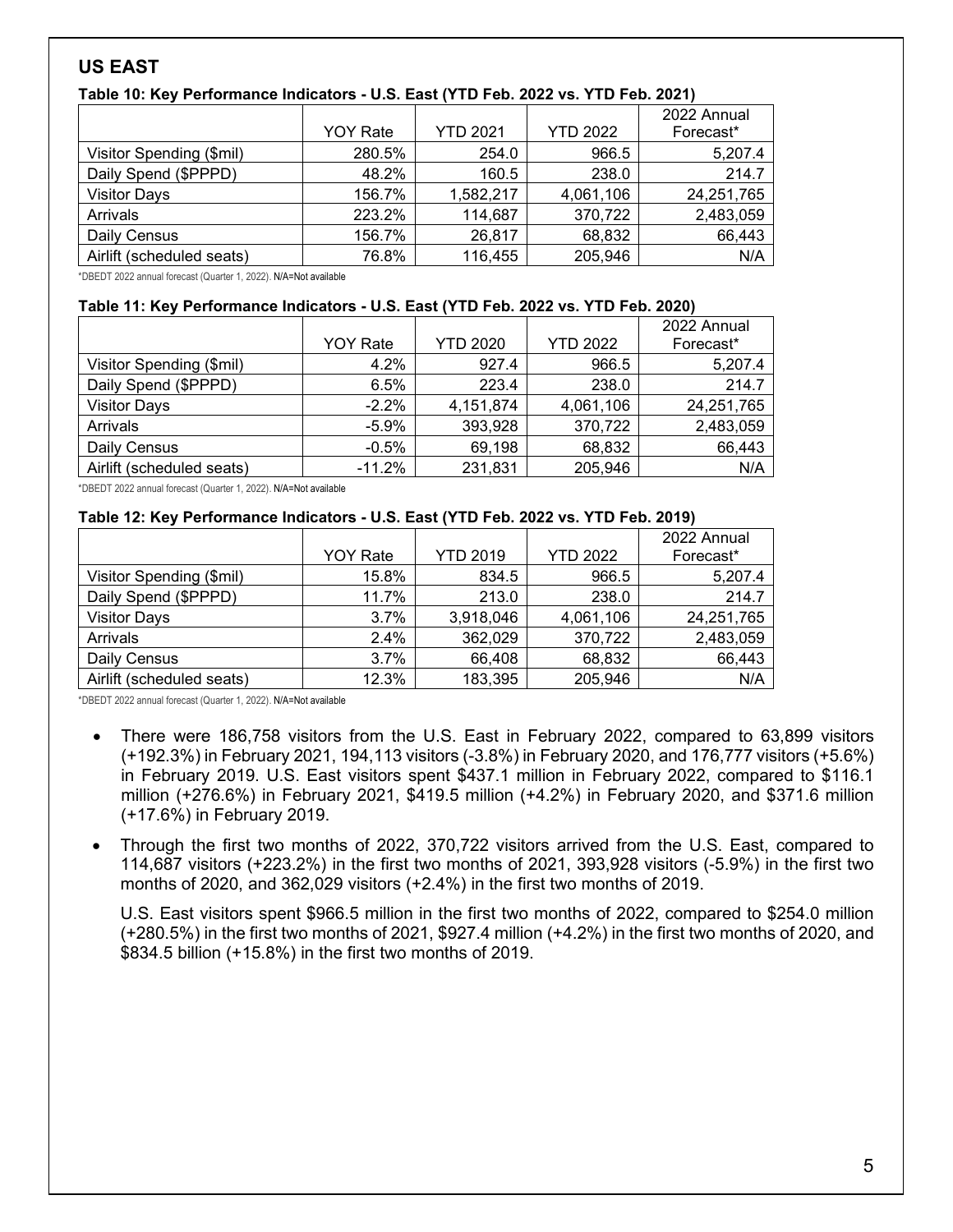## US EAST

**Table 10: Key Performance Indicators - U.S. East (YTD Feb. 2022 vs. YTD Feb. 2021)**

| | YOY Rate | YTD 2021 | YTD 2022 | 2022 Annual Forecast* |
|---|---|---|---|---|
| Visitor Spending ($mil) | 280.5% | 254.0 | 966.5 | 5,207.4 |
| Daily Spend ($PPPD) | 48.2% | 160.5 | 238.0 | 214.7 |
| Visitor Days | 156.7% | 1,582,217 | 4,061,106 | 24,251,765 |
| Arrivals | 223.2% | 114,687 | 370,722 | 2,483,059 |
| Daily Census | 156.7% | 26,817 | 68,832 | 66,443 |
| Airlift (scheduled seats) | 76.8% | 116,455 | 205,946 | N/A |

*DBEDT 2022 annual forecast (Quarter 1, 2022). N/A=Not available

**Table 11: Key Performance Indicators - U.S. East (YTD Feb. 2022 vs. YTD Feb. 2020)**

| | YOY Rate | YTD 2020 | YTD 2022 | 2022 Annual Forecast* |
|---|---|---|---|---|
| Visitor Spending ($mil) | 4.2% | 927.4 | 966.5 | 5,207.4 |
| Daily Spend ($PPPD) | 6.5% | 223.4 | 238.0 | 214.7 |
| Visitor Days | -2.2% | 4,151,874 | 4,061,106 | 24,251,765 |
| Arrivals | -5.9% | 393,928 | 370,722 | 2,483,059 |
| Daily Census | -0.5% | 69,198 | 68,832 | 66,443 |
| Airlift (scheduled seats) | -11.2% | 231,831 | 205,946 | N/A |

*DBEDT 2022 annual forecast (Quarter 1, 2022). N/A=Not available

**Table 12: Key Performance Indicators - U.S. East (YTD Feb. 2022 vs. YTD Feb. 2019)**

| | YOY Rate | YTD 2019 | YTD 2022 | 2022 Annual Forecast* |
|---|---|---|---|---|
| Visitor Spending ($mil) | 15.8% | 834.5 | 966.5 | 5,207.4 |
| Daily Spend ($PPPD) | 11.7% | 213.0 | 238.0 | 214.7 |
| Visitor Days | 3.7% | 3,918,046 | 4,061,106 | 24,251,765 |
| Arrivals | 2.4% | 362,029 | 370,722 | 2,483,059 |
| Daily Census | 3.7% | 66,408 | 68,832 | 66,443 |
| Airlift (scheduled seats) | 12.3% | 183,395 | 205,946 | N/A |

*DBEDT 2022 annual forecast (Quarter 1, 2022). N/A=Not available

- There were 186,758 visitors from the U.S. East in February 2022, compared to 63,899 visitors (+192.3%) in February 2021, 194,113 visitors (-3.8%) in February 2020, and 176,777 visitors (+5.6%) in February 2019. U.S. East visitors spent $437.1 million in February 2022, compared to $116.1 million (+276.6%) in February 2021, $419.5 million (+4.2%) in February 2020, and $371.6 million (+17.6%) in February 2019.

- Through the first two months of 2022, 370,722 visitors arrived from the U.S. East, compared to 114,687 visitors (+223.2%) in the first two months of 2021, 393,928 visitors (-5.9%) in the first two months of 2020, and 362,029 visitors (+2.4%) in the first two months of 2019.

  U.S. East visitors spent $966.5 million in the first two months of 2022, compared to $254.0 million (+280.5%) in the first two months of 2021, $927.4 million (+4.2%) in the first two months of 2020, and $834.5 billion (+15.8%) in the first two months of 2019.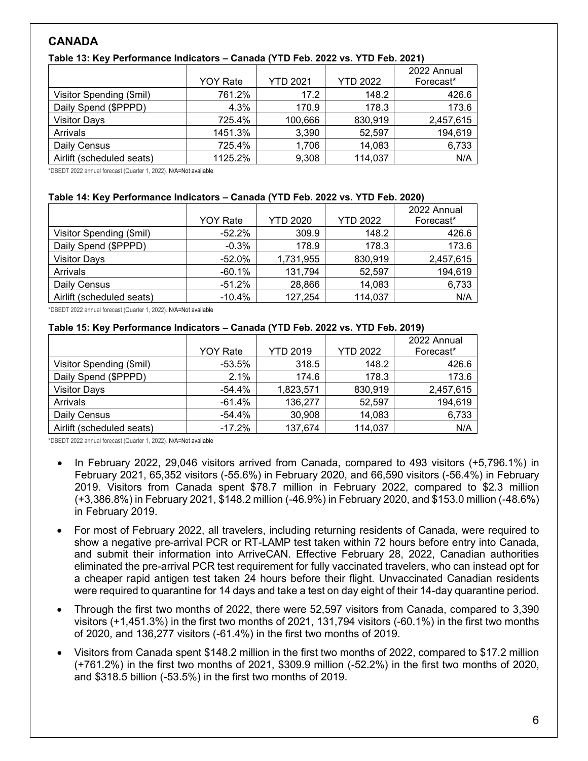## CANADA

**Table 13: Key Performance Indicators – Canada (YTD Feb. 2022 vs. YTD Feb. 2021)**

| | YOY Rate | YTD 2021 | YTD 2022 | 2022 Annual Forecast* |
|---|---|---|---|---|
| Visitor Spending ($mil) | 761.2% | 17.2 | 148.2 | 426.6 |
| Daily Spend ($PPPD) | 4.3% | 170.9 | 178.3 | 173.6 |
| Visitor Days | 725.4% | 100,666 | 830,919 | 2,457,615 |
| Arrivals | 1451.3% | 3,390 | 52,597 | 194,619 |
| Daily Census | 725.4% | 1,706 | 14,083 | 6,733 |
| Airlift (scheduled seats) | 1125.2% | 9,308 | 114,037 | N/A |

*DBEDT 2022 annual forecast (Quarter 1, 2022). N/A=Not available

**Table 14: Key Performance Indicators – Canada (YTD Feb. 2022 vs. YTD Feb. 2020)**

| | YOY Rate | YTD 2020 | YTD 2022 | 2022 Annual Forecast* |
|---|---|---|---|---|
| Visitor Spending ($mil) | -52.2% | 309.9 | 148.2 | 426.6 |
| Daily Spend ($PPPD) | -0.3% | 178.9 | 178.3 | 173.6 |
| Visitor Days | -52.0% | 1,731,955 | 830,919 | 2,457,615 |
| Arrivals | -60.1% | 131,794 | 52,597 | 194,619 |
| Daily Census | -51.2% | 28,866 | 14,083 | 6,733 |
| Airlift (scheduled seats) | -10.4% | 127,254 | 114,037 | N/A |

*DBEDT 2022 annual forecast (Quarter 1, 2022). N/A=Not available

**Table 15: Key Performance Indicators – Canada (YTD Feb. 2022 vs. YTD Feb. 2019)**

| | YOY Rate | YTD 2019 | YTD 2022 | 2022 Annual Forecast* |
|---|---|---|---|---|
| Visitor Spending ($mil) | -53.5% | 318.5 | 148.2 | 426.6 |
| Daily Spend ($PPPD) | 2.1% | 174.6 | 178.3 | 173.6 |
| Visitor Days | -54.4% | 1,823,571 | 830,919 | 2,457,615 |
| Arrivals | -61.4% | 136,277 | 52,597 | 194,619 |
| Daily Census | -54.4% | 30,908 | 14,083 | 6,733 |
| Airlift (scheduled seats) | -17.2% | 137,674 | 114,037 | N/A |

*DBEDT 2022 annual forecast (Quarter 1, 2022). N/A=Not available

- In February 2022, 29,046 visitors arrived from Canada, compared to 493 visitors (+5,796.1%) in February 2021, 65,352 visitors (-55.6%) in February 2020, and 66,590 visitors (-56.4%) in February 2019. Visitors from Canada spent $78.7 million in February 2022, compared to $2.3 million (+3,386.8%) in February 2021, $148.2 million (-46.9%) in February 2020, and $153.0 million (-48.6%) in February 2019.
- For most of February 2022, all travelers, including returning residents of Canada, were required to show a negative pre-arrival PCR or RT-LAMP test taken within 72 hours before entry into Canada, and submit their information into ArriveCAN. Effective February 28, 2022, Canadian authorities eliminated the pre-arrival PCR test requirement for fully vaccinated travelers, who can instead opt for a cheaper rapid antigen test taken 24 hours before their flight. Unvaccinated Canadian residents were required to quarantine for 14 days and take a test on day eight of their 14-day quarantine period.
- Through the first two months of 2022, there were 52,597 visitors from Canada, compared to 3,390 visitors (+1,451.3%) in the first two months of 2021, 131,794 visitors (-60.1%) in the first two months of 2020, and 136,277 visitors (-61.4%) in the first two months of 2019.
- Visitors from Canada spent $148.2 million in the first two months of 2022, compared to $17.2 million (+761.2%) in the first two months of 2021, $309.9 million (-52.2%) in the first two months of 2020, and $318.5 billion (-53.5%) in the first two months of 2019.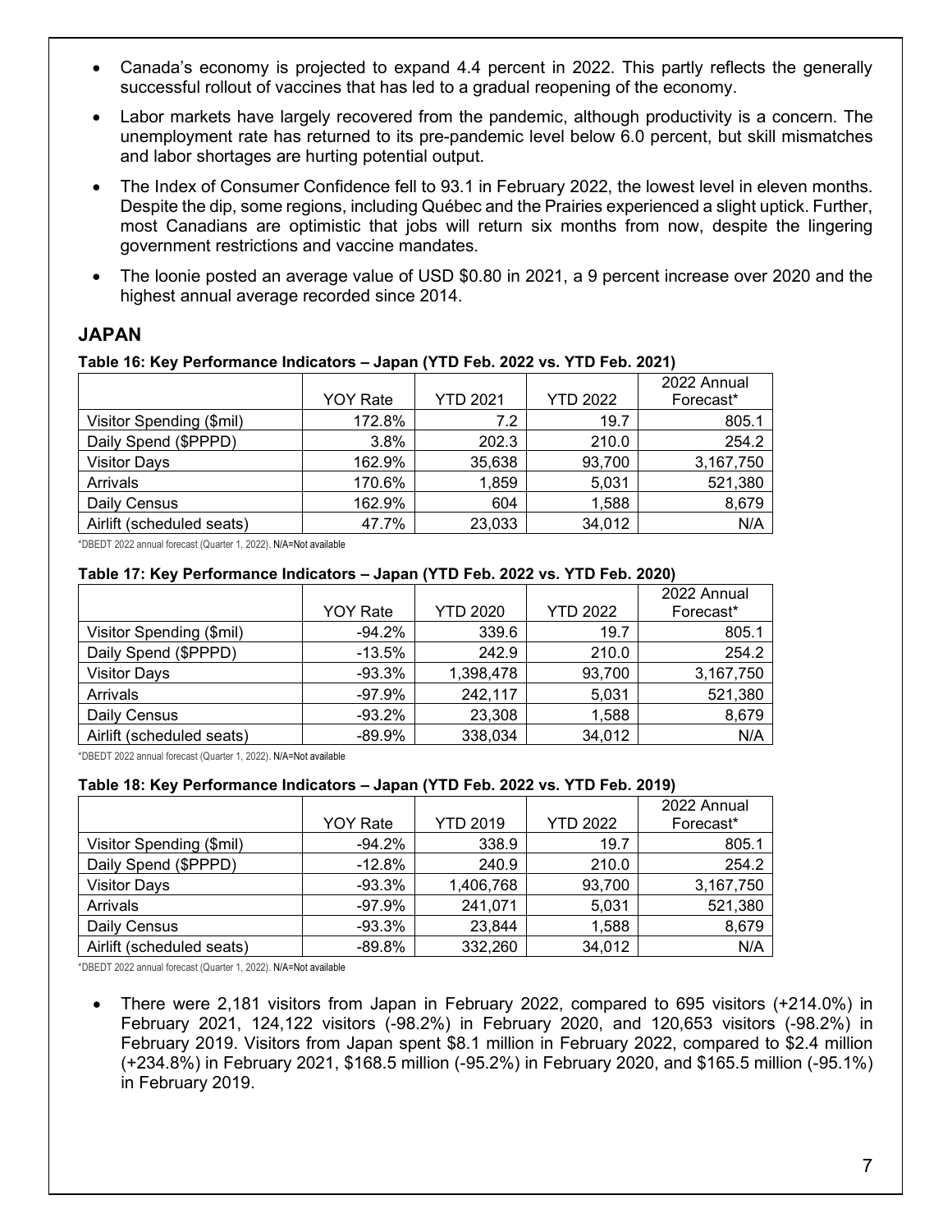- Canada's economy is projected to expand 4.4 percent in 2022. This partly reflects the generally successful rollout of vaccines that has led to a gradual reopening of the economy.
- Labor markets have largely recovered from the pandemic, although productivity is a concern. The unemployment rate has returned to its pre-pandemic level below 6.0 percent, but skill mismatches and labor shortages are hurting potential output.
- The Index of Consumer Confidence fell to 93.1 in February 2022, the lowest level in eleven months. Despite the dip, some regions, including Québec and the Prairies experienced a slight uptick. Further, most Canadians are optimistic that jobs will return six months from now, despite the lingering government restrictions and vaccine mandates.
- The loonie posted an average value of USD $0.80 in 2021, a 9 percent increase over 2020 and the highest annual average recorded since 2014.

## JAPAN

**Table 16: Key Performance Indicators – Japan (YTD Feb. 2022 vs. YTD Feb. 2021)**

| | YOY Rate | YTD 2021 | YTD 2022 | 2022 Annual Forecast* |
|---|---|---|---|---|
| Visitor Spending ($mil) | 172.8% | 7.2 | 19.7 | 805.1 |
| Daily Spend ($PPPD) | 3.8% | 202.3 | 210.0 | 254.2 |
| Visitor Days | 162.9% | 35,638 | 93,700 | 3,167,750 |
| Arrivals | 170.6% | 1,859 | 5,031 | 521,380 |
| Daily Census | 162.9% | 604 | 1,588 | 8,679 |
| Airlift (scheduled seats) | 47.7% | 23,033 | 34,012 | N/A |

*DBEDT 2022 annual forecast (Quarter 1, 2022). N/A=Not available

**Table 17: Key Performance Indicators – Japan (YTD Feb. 2022 vs. YTD Feb. 2020)**

| | YOY Rate | YTD 2020 | YTD 2022 | 2022 Annual Forecast* |
|---|---|---|---|---|
| Visitor Spending ($mil) | -94.2% | 339.6 | 19.7 | 805.1 |
| Daily Spend ($PPPD) | -13.5% | 242.9 | 210.0 | 254.2 |
| Visitor Days | -93.3% | 1,398,478 | 93,700 | 3,167,750 |
| Arrivals | -97.9% | 242,117 | 5,031 | 521,380 |
| Daily Census | -93.2% | 23,308 | 1,588 | 8,679 |
| Airlift (scheduled seats) | -89.9% | 338,034 | 34,012 | N/A |

*DBEDT 2022 annual forecast (Quarter 1, 2022). N/A=Not available

**Table 18: Key Performance Indicators – Japan (YTD Feb. 2022 vs. YTD Feb. 2019)**

| | YOY Rate | YTD 2019 | YTD 2022 | 2022 Annual Forecast* |
|---|---|---|---|---|
| Visitor Spending ($mil) | -94.2% | 338.9 | 19.7 | 805.1 |
| Daily Spend ($PPPD) | -12.8% | 240.9 | 210.0 | 254.2 |
| Visitor Days | -93.3% | 1,406,768 | 93,700 | 3,167,750 |
| Arrivals | -97.9% | 241,071 | 5,031 | 521,380 |
| Daily Census | -93.3% | 23,844 | 1,588 | 8,679 |
| Airlift (scheduled seats) | -89.8% | 332,260 | 34,012 | N/A |

*DBEDT 2022 annual forecast (Quarter 1, 2022). N/A=Not available

- There were 2,181 visitors from Japan in February 2022, compared to 695 visitors (+214.0%) in February 2021, 124,122 visitors (-98.2%) in February 2020, and 120,653 visitors (-98.2%) in February 2019. Visitors from Japan spent $8.1 million in February 2022, compared to $2.4 million (+234.8%) in February 2021, $168.5 million (-95.2%) in February 2020, and $165.5 million (-95.1%) in February 2019.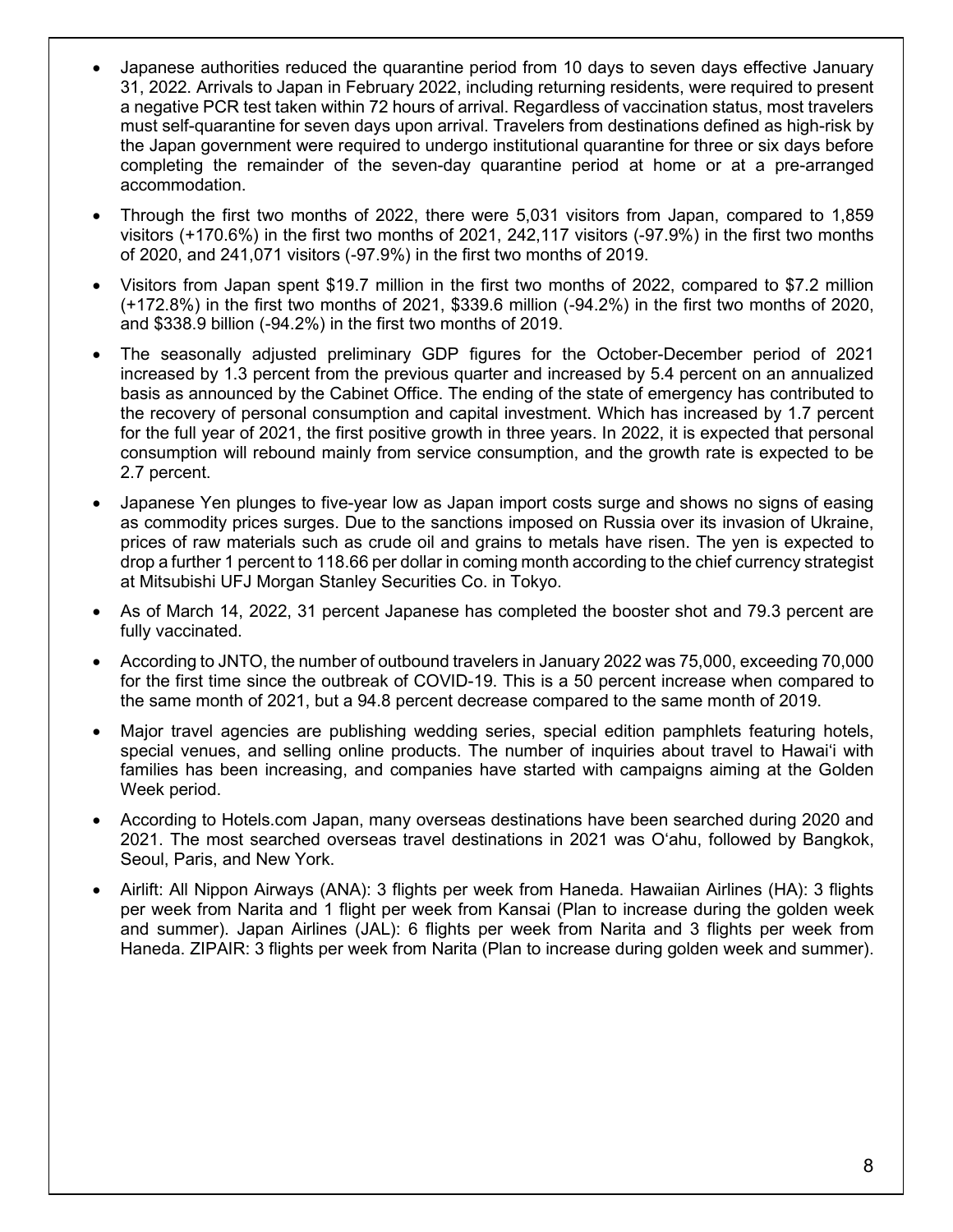- Japanese authorities reduced the quarantine period from 10 days to seven days effective January 31, 2022. Arrivals to Japan in February 2022, including returning residents, were required to present a negative PCR test taken within 72 hours of arrival. Regardless of vaccination status, most travelers must self-quarantine for seven days upon arrival. Travelers from destinations defined as high-risk by the Japan government were required to undergo institutional quarantine for three or six days before completing the remainder of the seven-day quarantine period at home or at a pre-arranged accommodation.
- Through the first two months of 2022, there were 5,031 visitors from Japan, compared to 1,859 visitors (+170.6%) in the first two months of 2021, 242,117 visitors (-97.9%) in the first two months of 2020, and 241,071 visitors (-97.9%) in the first two months of 2019.
- Visitors from Japan spent $19.7 million in the first two months of 2022, compared to $7.2 million (+172.8%) in the first two months of 2021, $339.6 million (-94.2%) in the first two months of 2020, and $338.9 billion (-94.2%) in the first two months of 2019.
- The seasonally adjusted preliminary GDP figures for the October-December period of 2021 increased by 1.3 percent from the previous quarter and increased by 5.4 percent on an annualized basis as announced by the Cabinet Office. The ending of the state of emergency has contributed to the recovery of personal consumption and capital investment. Which has increased by 1.7 percent for the full year of 2021, the first positive growth in three years. In 2022, it is expected that personal consumption will rebound mainly from service consumption, and the growth rate is expected to be 2.7 percent.
- Japanese Yen plunges to five-year low as Japan import costs surge and shows no signs of easing as commodity prices surges. Due to the sanctions imposed on Russia over its invasion of Ukraine, prices of raw materials such as crude oil and grains to metals have risen. The yen is expected to drop a further 1 percent to 118.66 per dollar in coming month according to the chief currency strategist at Mitsubishi UFJ Morgan Stanley Securities Co. in Tokyo.
- As of March 14, 2022, 31 percent Japanese has completed the booster shot and 79.3 percent are fully vaccinated.
- According to JNTO, the number of outbound travelers in January 2022 was 75,000, exceeding 70,000 for the first time since the outbreak of COVID-19. This is a 50 percent increase when compared to the same month of 2021, but a 94.8 percent decrease compared to the same month of 2019.
- Major travel agencies are publishing wedding series, special edition pamphlets featuring hotels, special venues, and selling online products. The number of inquiries about travel to Hawaiʻi with families has been increasing, and companies have started with campaigns aiming at the Golden Week period.
- According to Hotels.com Japan, many overseas destinations have been searched during 2020 and 2021. The most searched overseas travel destinations in 2021 was Oʻahu, followed by Bangkok, Seoul, Paris, and New York.
- Airlift: All Nippon Airways (ANA): 3 flights per week from Haneda. Hawaiian Airlines (HA): 3 flights per week from Narita and 1 flight per week from Kansai (Plan to increase during the golden week and summer). Japan Airlines (JAL): 6 flights per week from Narita and 3 flights per week from Haneda. ZIPAIR: 3 flights per week from Narita (Plan to increase during golden week and summer).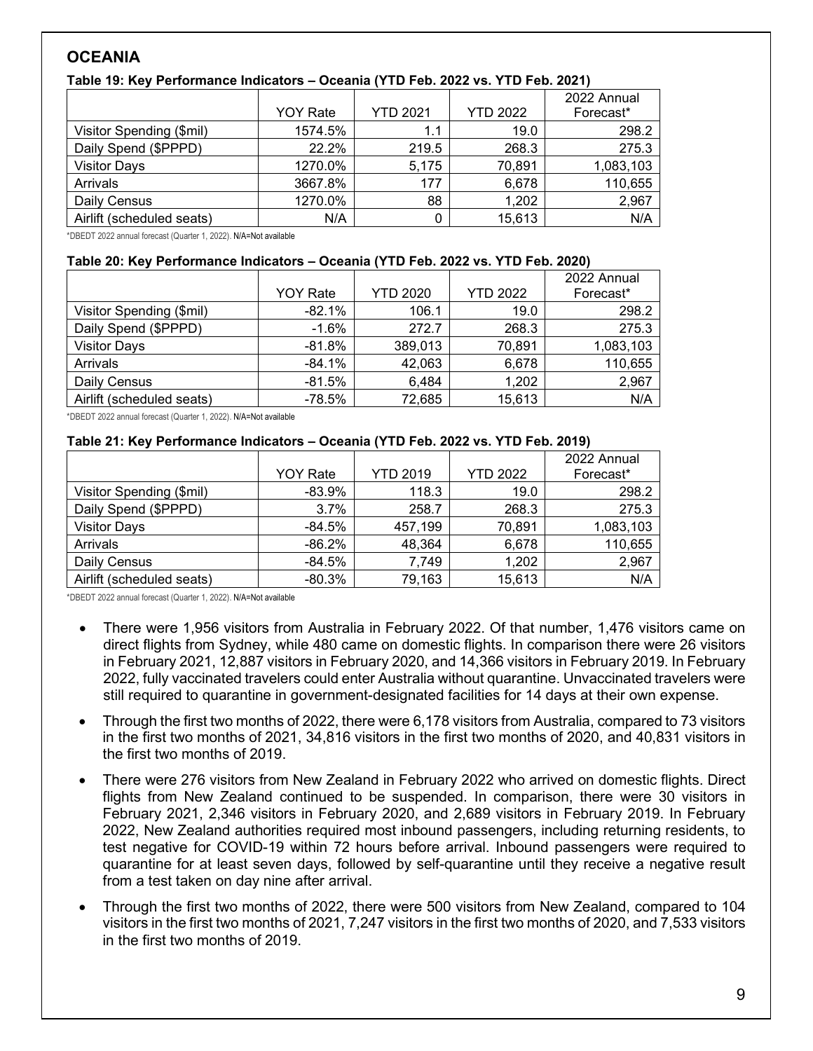## OCEANIA

**Table 19: Key Performance Indicators – Oceania (YTD Feb. 2022 vs. YTD Feb. 2021)**

| | YOY Rate | YTD 2021 | YTD 2022 | 2022 Annual Forecast* |
|---|---|---|---|---|
| Visitor Spending ($mil) | 1574.5% | 1.1 | 19.0 | 298.2 |
| Daily Spend ($PPPD) | 22.2% | 219.5 | 268.3 | 275.3 |
| Visitor Days | 1270.0% | 5,175 | 70,891 | 1,083,103 |
| Arrivals | 3667.8% | 177 | 6,678 | 110,655 |
| Daily Census | 1270.0% | 88 | 1,202 | 2,967 |
| Airlift (scheduled seats) | N/A | 0 | 15,613 | N/A |

*DBEDT 2022 annual forecast (Quarter 1, 2022). N/A=Not available

**Table 20: Key Performance Indicators – Oceania (YTD Feb. 2022 vs. YTD Feb. 2020)**

| | YOY Rate | YTD 2020 | YTD 2022 | 2022 Annual Forecast* |
|---|---|---|---|---|
| Visitor Spending ($mil) | -82.1% | 106.1 | 19.0 | 298.2 |
| Daily Spend ($PPPD) | -1.6% | 272.7 | 268.3 | 275.3 |
| Visitor Days | -81.8% | 389,013 | 70,891 | 1,083,103 |
| Arrivals | -84.1% | 42,063 | 6,678 | 110,655 |
| Daily Census | -81.5% | 6,484 | 1,202 | 2,967 |
| Airlift (scheduled seats) | -78.5% | 72,685 | 15,613 | N/A |

*DBEDT 2022 annual forecast (Quarter 1, 2022). N/A=Not available

**Table 21: Key Performance Indicators – Oceania (YTD Feb. 2022 vs. YTD Feb. 2019)**

| | YOY Rate | YTD 2019 | YTD 2022 | 2022 Annual Forecast* |
|---|---|---|---|---|
| Visitor Spending ($mil) | -83.9% | 118.3 | 19.0 | 298.2 |
| Daily Spend ($PPPD) | 3.7% | 258.7 | 268.3 | 275.3 |
| Visitor Days | -84.5% | 457,199 | 70,891 | 1,083,103 |
| Arrivals | -86.2% | 48,364 | 6,678 | 110,655 |
| Daily Census | -84.5% | 7,749 | 1,202 | 2,967 |
| Airlift (scheduled seats) | -80.3% | 79,163 | 15,613 | N/A |

*DBEDT 2022 annual forecast (Quarter 1, 2022). N/A=Not available

- There were 1,956 visitors from Australia in February 2022. Of that number, 1,476 visitors came on direct flights from Sydney, while 480 came on domestic flights. In comparison there were 26 visitors in February 2021, 12,887 visitors in February 2020, and 14,366 visitors in February 2019. In February 2022, fully vaccinated travelers could enter Australia without quarantine. Unvaccinated travelers were still required to quarantine in government-designated facilities for 14 days at their own expense.
- Through the first two months of 2022, there were 6,178 visitors from Australia, compared to 73 visitors in the first two months of 2021, 34,816 visitors in the first two months of 2020, and 40,831 visitors in the first two months of 2019.
- There were 276 visitors from New Zealand in February 2022 who arrived on domestic flights. Direct flights from New Zealand continued to be suspended. In comparison, there were 30 visitors in February 2021, 2,346 visitors in February 2020, and 2,689 visitors in February 2019. In February 2022, New Zealand authorities required most inbound passengers, including returning residents, to test negative for COVID-19 within 72 hours before arrival. Inbound passengers were required to quarantine for at least seven days, followed by self-quarantine until they receive a negative result from a test taken on day nine after arrival.
- Through the first two months of 2022, there were 500 visitors from New Zealand, compared to 104 visitors in the first two months of 2021, 7,247 visitors in the first two months of 2020, and 7,533 visitors in the first two months of 2019.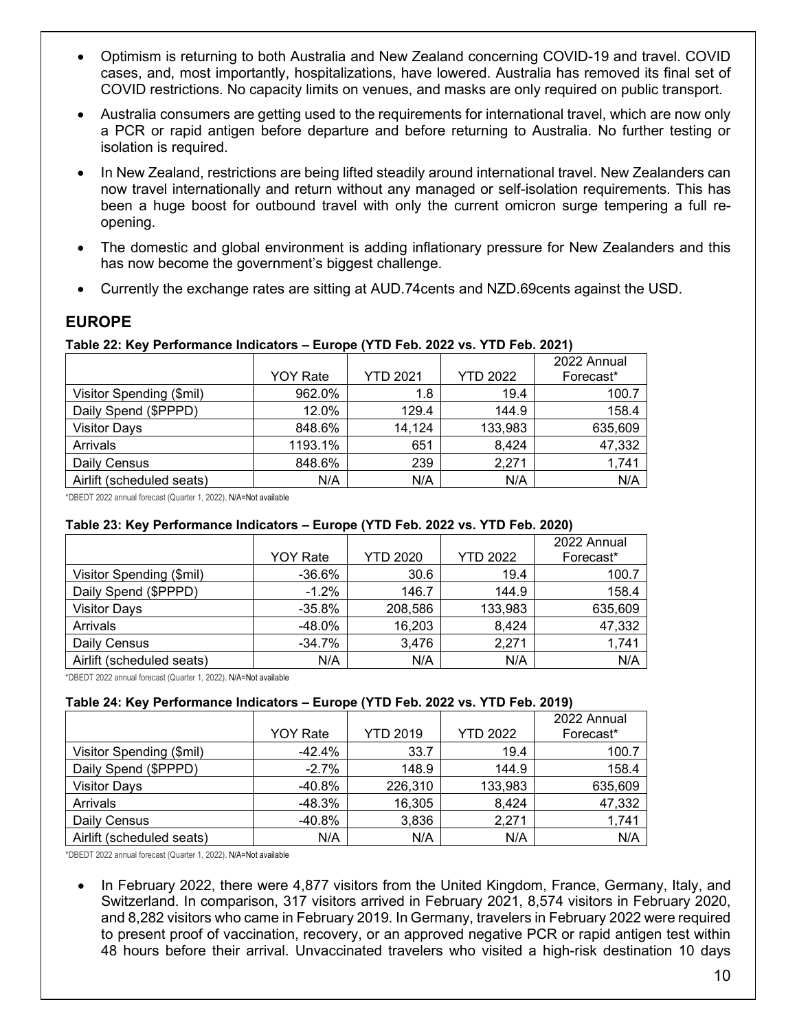- Optimism is returning to both Australia and New Zealand concerning COVID-19 and travel. COVID cases, and, most importantly, hospitalizations, have lowered. Australia has removed its final set of COVID restrictions. No capacity limits on venues, and masks are only required on public transport.
- Australia consumers are getting used to the requirements for international travel, which are now only a PCR or rapid antigen before departure and before returning to Australia. No further testing or isolation is required.
- In New Zealand, restrictions are being lifted steadily around international travel. New Zealanders can now travel internationally and return without any managed or self-isolation requirements. This has been a huge boost for outbound travel with only the current omicron surge tempering a full re-opening.
- The domestic and global environment is adding inflationary pressure for New Zealanders and this has now become the government's biggest challenge.
- Currently the exchange rates are sitting at AUD.74cents and NZD.69cents against the USD.

## EUROPE

**Table 22: Key Performance Indicators – Europe (YTD Feb. 2022 vs. YTD Feb. 2021)**

| | YOY Rate | YTD 2021 | YTD 2022 | 2022 Annual Forecast* |
|---|---|---|---|---|
| Visitor Spending ($mil) | 962.0% | 1.8 | 19.4 | 100.7 |
| Daily Spend ($PPPD) | 12.0% | 129.4 | 144.9 | 158.4 |
| Visitor Days | 848.6% | 14,124 | 133,983 | 635,609 |
| Arrivals | 1193.1% | 651 | 8,424 | 47,332 |
| Daily Census | 848.6% | 239 | 2,271 | 1,741 |
| Airlift (scheduled seats) | N/A | N/A | N/A | N/A |

*DBEDT 2022 annual forecast (Quarter 1, 2022). N/A=Not available

**Table 23: Key Performance Indicators – Europe (YTD Feb. 2022 vs. YTD Feb. 2020)**

| | YOY Rate | YTD 2020 | YTD 2022 | 2022 Annual Forecast* |
|---|---|---|---|---|
| Visitor Spending ($mil) | -36.6% | 30.6 | 19.4 | 100.7 |
| Daily Spend ($PPPD) | -1.2% | 146.7 | 144.9 | 158.4 |
| Visitor Days | -35.8% | 208,586 | 133,983 | 635,609 |
| Arrivals | -48.0% | 16,203 | 8,424 | 47,332 |
| Daily Census | -34.7% | 3,476 | 2,271 | 1,741 |
| Airlift (scheduled seats) | N/A | N/A | N/A | N/A |

*DBEDT 2022 annual forecast (Quarter 1, 2022). N/A=Not available

**Table 24: Key Performance Indicators – Europe (YTD Feb. 2022 vs. YTD Feb. 2019)**

| | YOY Rate | YTD 2019 | YTD 2022 | 2022 Annual Forecast* |
|---|---|---|---|---|
| Visitor Spending ($mil) | -42.4% | 33.7 | 19.4 | 100.7 |
| Daily Spend ($PPPD) | -2.7% | 148.9 | 144.9 | 158.4 |
| Visitor Days | -40.8% | 226,310 | 133,983 | 635,609 |
| Arrivals | -48.3% | 16,305 | 8,424 | 47,332 |
| Daily Census | -40.8% | 3,836 | 2,271 | 1,741 |
| Airlift (scheduled seats) | N/A | N/A | N/A | N/A |

*DBEDT 2022 annual forecast (Quarter 1, 2022). N/A=Not available

- In February 2022, there were 4,877 visitors from the United Kingdom, France, Germany, Italy, and Switzerland. In comparison, 317 visitors arrived in February 2021, 8,574 visitors in February 2020, and 8,282 visitors who came in February 2019. In Germany, travelers in February 2022 were required to present proof of vaccination, recovery, or an approved negative PCR or rapid antigen test within 48 hours before their arrival. Unvaccinated travelers who visited a high-risk destination 10 days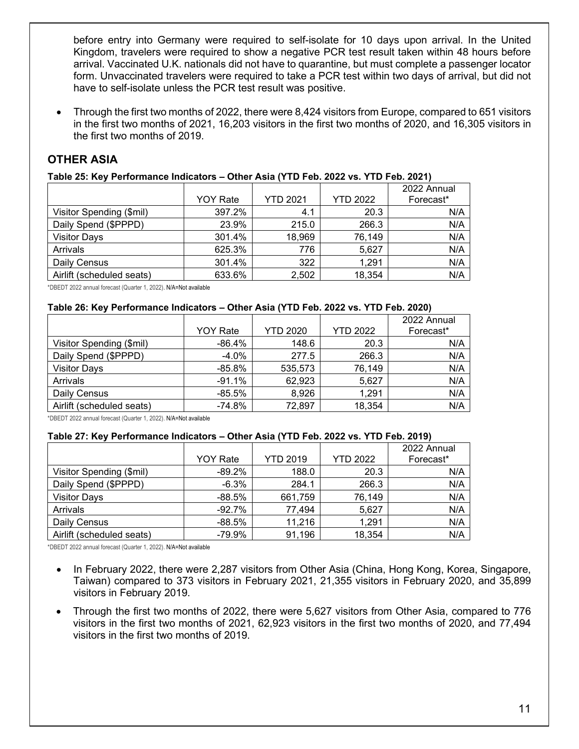before entry into Germany were required to self-isolate for 10 days upon arrival. In the United Kingdom, travelers were required to show a negative PCR test result taken within 48 hours before arrival. Vaccinated U.K. nationals did not have to quarantine, but must complete a passenger locator form. Unvaccinated travelers were required to take a PCR test within two days of arrival, but did not have to self-isolate unless the PCR test result was positive.

- Through the first two months of 2022, there were 8,424 visitors from Europe, compared to 651 visitors in the first two months of 2021, 16,203 visitors in the first two months of 2020, and 16,305 visitors in the first two months of 2019.

## OTHER ASIA

**Table 25: Key Performance Indicators – Other Asia (YTD Feb. 2022 vs. YTD Feb. 2021)**

| | YOY Rate | YTD 2021 | YTD 2022 | 2022 Annual Forecast* |
|---|---|---|---|---|
| Visitor Spending ($mil) | 397.2% | 4.1 | 20.3 | N/A |
| Daily Spend ($PPPD) | 23.9% | 215.0 | 266.3 | N/A |
| Visitor Days | 301.4% | 18,969 | 76,149 | N/A |
| Arrivals | 625.3% | 776 | 5,627 | N/A |
| Daily Census | 301.4% | 322 | 1,291 | N/A |
| Airlift (scheduled seats) | 633.6% | 2,502 | 18,354 | N/A |

*DBEDT 2022 annual forecast (Quarter 1, 2022). N/A=Not available

**Table 26: Key Performance Indicators – Other Asia (YTD Feb. 2022 vs. YTD Feb. 2020)**

| | YOY Rate | YTD 2020 | YTD 2022 | 2022 Annual Forecast* |
|---|---|---|---|---|
| Visitor Spending ($mil) | -86.4% | 148.6 | 20.3 | N/A |
| Daily Spend ($PPPD) | -4.0% | 277.5 | 266.3 | N/A |
| Visitor Days | -85.8% | 535,573 | 76,149 | N/A |
| Arrivals | -91.1% | 62,923 | 5,627 | N/A |
| Daily Census | -85.5% | 8,926 | 1,291 | N/A |
| Airlift (scheduled seats) | -74.8% | 72,897 | 18,354 | N/A |

*DBEDT 2022 annual forecast (Quarter 1, 2022). N/A=Not available

**Table 27: Key Performance Indicators – Other Asia (YTD Feb. 2022 vs. YTD Feb. 2019)**

| | YOY Rate | YTD 2019 | YTD 2022 | 2022 Annual Forecast* |
|---|---|---|---|---|
| Visitor Spending ($mil) | -89.2% | 188.0 | 20.3 | N/A |
| Daily Spend ($PPPD) | -6.3% | 284.1 | 266.3 | N/A |
| Visitor Days | -88.5% | 661,759 | 76,149 | N/A |
| Arrivals | -92.7% | 77,494 | 5,627 | N/A |
| Daily Census | -88.5% | 11,216 | 1,291 | N/A |
| Airlift (scheduled seats) | -79.9% | 91,196 | 18,354 | N/A |

*DBEDT 2022 annual forecast (Quarter 1, 2022). N/A=Not available

- In February 2022, there were 2,287 visitors from Other Asia (China, Hong Kong, Korea, Singapore, Taiwan) compared to 373 visitors in February 2021, 21,355 visitors in February 2020, and 35,899 visitors in February 2019.
- Through the first two months of 2022, there were 5,627 visitors from Other Asia, compared to 776 visitors in the first two months of 2021, 62,923 visitors in the first two months of 2020, and 77,494 visitors in the first two months of 2019.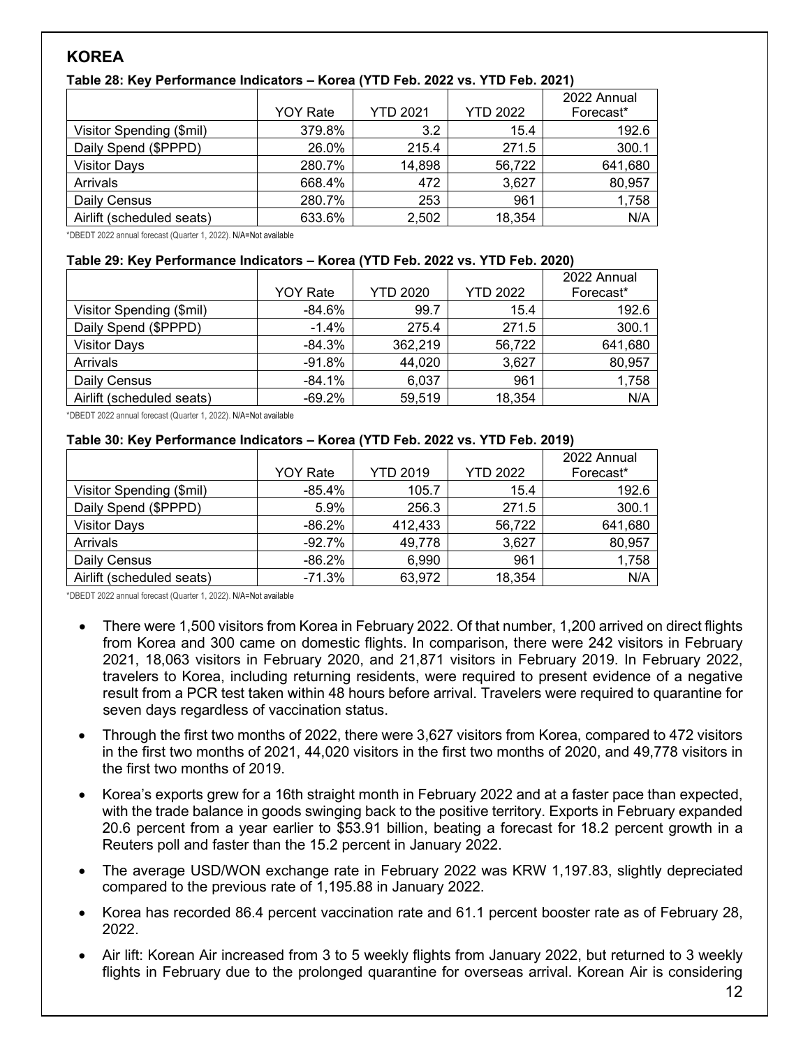## KOREA

**Table 28: Key Performance Indicators – Korea (YTD Feb. 2022 vs. YTD Feb. 2021)**

| | YOY Rate | YTD 2021 | YTD 2022 | 2022 Annual Forecast* |
|---|---|---|---|---|
| Visitor Spending ($mil) | 379.8% | 3.2 | 15.4 | 192.6 |
| Daily Spend ($PPPD) | 26.0% | 215.4 | 271.5 | 300.1 |
| Visitor Days | 280.7% | 14,898 | 56,722 | 641,680 |
| Arrivals | 668.4% | 472 | 3,627 | 80,957 |
| Daily Census | 280.7% | 253 | 961 | 1,758 |
| Airlift (scheduled seats) | 633.6% | 2,502 | 18,354 | N/A |

*DBEDT 2022 annual forecast (Quarter 1, 2022). N/A=Not available

**Table 29: Key Performance Indicators – Korea (YTD Feb. 2022 vs. YTD Feb. 2020)**

| | YOY Rate | YTD 2020 | YTD 2022 | 2022 Annual Forecast* |
|---|---|---|---|---|
| Visitor Spending ($mil) | -84.6% | 99.7 | 15.4 | 192.6 |
| Daily Spend ($PPPD) | -1.4% | 275.4 | 271.5 | 300.1 |
| Visitor Days | -84.3% | 362,219 | 56,722 | 641,680 |
| Arrivals | -91.8% | 44,020 | 3,627 | 80,957 |
| Daily Census | -84.1% | 6,037 | 961 | 1,758 |
| Airlift (scheduled seats) | -69.2% | 59,519 | 18,354 | N/A |

*DBEDT 2022 annual forecast (Quarter 1, 2022). N/A=Not available

**Table 30: Key Performance Indicators – Korea (YTD Feb. 2022 vs. YTD Feb. 2019)**

| | YOY Rate | YTD 2019 | YTD 2022 | 2022 Annual Forecast* |
|---|---|---|---|---|
| Visitor Spending ($mil) | -85.4% | 105.7 | 15.4 | 192.6 |
| Daily Spend ($PPPD) | 5.9% | 256.3 | 271.5 | 300.1 |
| Visitor Days | -86.2% | 412,433 | 56,722 | 641,680 |
| Arrivals | -92.7% | 49,778 | 3,627 | 80,957 |
| Daily Census | -86.2% | 6,990 | 961 | 1,758 |
| Airlift (scheduled seats) | -71.3% | 63,972 | 18,354 | N/A |

*DBEDT 2022 annual forecast (Quarter 1, 2022). N/A=Not available

- There were 1,500 visitors from Korea in February 2022. Of that number, 1,200 arrived on direct flights from Korea and 300 came on domestic flights. In comparison, there were 242 visitors in February 2021, 18,063 visitors in February 2020, and 21,871 visitors in February 2019. In February 2022, travelers to Korea, including returning residents, were required to present evidence of a negative result from a PCR test taken within 48 hours before arrival. Travelers were required to quarantine for seven days regardless of vaccination status.
- Through the first two months of 2022, there were 3,627 visitors from Korea, compared to 472 visitors in the first two months of 2021, 44,020 visitors in the first two months of 2020, and 49,778 visitors in the first two months of 2019.
- Korea's exports grew for a 16th straight month in February 2022 and at a faster pace than expected, with the trade balance in goods swinging back to the positive territory. Exports in February expanded 20.6 percent from a year earlier to $53.91 billion, beating a forecast for 18.2 percent growth in a Reuters poll and faster than the 15.2 percent in January 2022.
- The average USD/WON exchange rate in February 2022 was KRW 1,197.83, slightly depreciated compared to the previous rate of 1,195.88 in January 2022.
- Korea has recorded 86.4 percent vaccination rate and 61.1 percent booster rate as of February 28, 2022.
- Air lift: Korean Air increased from 3 to 5 weekly flights from January 2022, but returned to 3 weekly flights in February due to the prolonged quarantine for overseas arrival. Korean Air is considering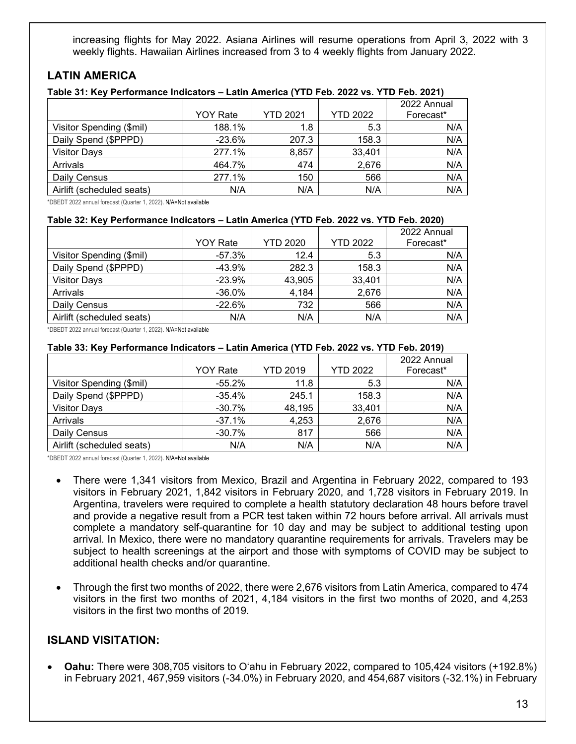increasing flights for May 2022. Asiana Airlines will resume operations from April 3, 2022 with 3 weekly flights. Hawaiian Airlines increased from 3 to 4 weekly flights from January 2022.

## LATIN AMERICA

**Table 31: Key Performance Indicators – Latin America (YTD Feb. 2022 vs. YTD Feb. 2021)**

| | YOY Rate | YTD 2021 | YTD 2022 | 2022 Annual Forecast* |
|---|---|---|---|---|
| Visitor Spending ($mil) | 188.1% | 1.8 | 5.3 | N/A |
| Daily Spend ($PPPD) | -23.6% | 207.3 | 158.3 | N/A |
| Visitor Days | 277.1% | 8,857 | 33,401 | N/A |
| Arrivals | 464.7% | 474 | 2,676 | N/A |
| Daily Census | 277.1% | 150 | 566 | N/A |
| Airlift (scheduled seats) | N/A | N/A | N/A | N/A |

*DBEDT 2022 annual forecast (Quarter 1, 2022). N/A=Not available

**Table 32: Key Performance Indicators – Latin America (YTD Feb. 2022 vs. YTD Feb. 2020)**

| | YOY Rate | YTD 2020 | YTD 2022 | 2022 Annual Forecast* |
|---|---|---|---|---|
| Visitor Spending ($mil) | -57.3% | 12.4 | 5.3 | N/A |
| Daily Spend ($PPPD) | -43.9% | 282.3 | 158.3 | N/A |
| Visitor Days | -23.9% | 43,905 | 33,401 | N/A |
| Arrivals | -36.0% | 4,184 | 2,676 | N/A |
| Daily Census | -22.6% | 732 | 566 | N/A |
| Airlift (scheduled seats) | N/A | N/A | N/A | N/A |

*DBEDT 2022 annual forecast (Quarter 1, 2022). N/A=Not available

**Table 33: Key Performance Indicators – Latin America (YTD Feb. 2022 vs. YTD Feb. 2019)**

| | YOY Rate | YTD 2019 | YTD 2022 | 2022 Annual Forecast* |
|---|---|---|---|---|
| Visitor Spending ($mil) | -55.2% | 11.8 | 5.3 | N/A |
| Daily Spend ($PPPD) | -35.4% | 245.1 | 158.3 | N/A |
| Visitor Days | -30.7% | 48,195 | 33,401 | N/A |
| Arrivals | -37.1% | 4,253 | 2,676 | N/A |
| Daily Census | -30.7% | 817 | 566 | N/A |
| Airlift (scheduled seats) | N/A | N/A | N/A | N/A |

*DBEDT 2022 annual forecast (Quarter 1, 2022). N/A=Not available

- There were 1,341 visitors from Mexico, Brazil and Argentina in February 2022, compared to 193 visitors in February 2021, 1,842 visitors in February 2020, and 1,728 visitors in February 2019. In Argentina, travelers were required to complete a health statutory declaration 48 hours before travel and provide a negative result from a PCR test taken within 72 hours before arrival. All arrivals must complete a mandatory self-quarantine for 10 day and may be subject to additional testing upon arrival. In Mexico, there were no mandatory quarantine requirements for arrivals. Travelers may be subject to health screenings at the airport and those with symptoms of COVID may be subject to additional health checks and/or quarantine.

- Through the first two months of 2022, there were 2,676 visitors from Latin America, compared to 474 visitors in the first two months of 2021, 4,184 visitors in the first two months of 2020, and 4,253 visitors in the first two months of 2019.

## ISLAND VISITATION:

- **Oahu:** There were 308,705 visitors to O'ahu in February 2022, compared to 105,424 visitors (+192.8%) in February 2021, 467,959 visitors (-34.0%) in February 2020, and 454,687 visitors (-32.1%) in February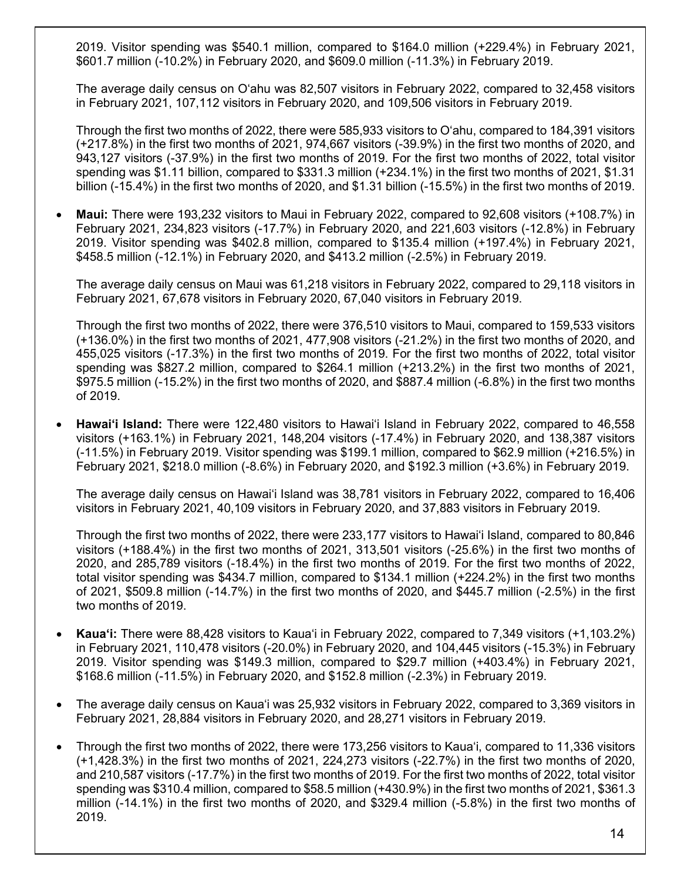2019. Visitor spending was $540.1 million, compared to $164.0 million (+229.4%) in February 2021, $601.7 million (-10.2%) in February 2020, and $609.0 million (-11.3%) in February 2019.

The average daily census on O'ahu was 82,507 visitors in February 2022, compared to 32,458 visitors in February 2021, 107,112 visitors in February 2020, and 109,506 visitors in February 2019.

Through the first two months of 2022, there were 585,933 visitors to O'ahu, compared to 184,391 visitors (+217.8%) in the first two months of 2021, 974,667 visitors (-39.9%) in the first two months of 2020, and 943,127 visitors (-37.9%) in the first two months of 2019. For the first two months of 2022, total visitor spending was $1.11 billion, compared to $331.3 million (+234.1%) in the first two months of 2021, $1.31 billion (-15.4%) in the first two months of 2020, and $1.31 billion (-15.5%) in the first two months of 2019.

- **Maui:** There were 193,232 visitors to Maui in February 2022, compared to 92,608 visitors (+108.7%) in February 2021, 234,823 visitors (-17.7%) in February 2020, and 221,603 visitors (-12.8%) in February 2019. Visitor spending was $402.8 million, compared to $135.4 million (+197.4%) in February 2021, $458.5 million (-12.1%) in February 2020, and $413.2 million (-2.5%) in February 2019.

  The average daily census on Maui was 61,218 visitors in February 2022, compared to 29,118 visitors in February 2021, 67,678 visitors in February 2020, 67,040 visitors in February 2019.

  Through the first two months of 2022, there were 376,510 visitors to Maui, compared to 159,533 visitors (+136.0%) in the first two months of 2021, 477,908 visitors (-21.2%) in the first two months of 2020, and 455,025 visitors (-17.3%) in the first two months of 2019. For the first two months of 2022, total visitor spending was $827.2 million, compared to $264.1 million (+213.2%) in the first two months of 2021, $975.5 million (-15.2%) in the first two months of 2020, and $887.4 million (-6.8%) in the first two months of 2019.

- **Hawai'i Island:** There were 122,480 visitors to Hawai'i Island in February 2022, compared to 46,558 visitors (+163.1%) in February 2021, 148,204 visitors (-17.4%) in February 2020, and 138,387 visitors (-11.5%) in February 2019. Visitor spending was $199.1 million, compared to $62.9 million (+216.5%) in February 2021, $218.0 million (-8.6%) in February 2020, and $192.3 million (+3.6%) in February 2019.

  The average daily census on Hawai'i Island was 38,781 visitors in February 2022, compared to 16,406 visitors in February 2021, 40,109 visitors in February 2020, and 37,883 visitors in February 2019.

  Through the first two months of 2022, there were 233,177 visitors to Hawai'i Island, compared to 80,846 visitors (+188.4%) in the first two months of 2021, 313,501 visitors (-25.6%) in the first two months of 2020, and 285,789 visitors (-18.4%) in the first two months of 2019. For the first two months of 2022, total visitor spending was $434.7 million, compared to $134.1 million (+224.2%) in the first two months of 2021, $509.8 million (-14.7%) in the first two months of 2020, and $445.7 million (-2.5%) in the first two months of 2019.

- **Kaua'i:** There were 88,428 visitors to Kaua'i in February 2022, compared to 7,349 visitors (+1,103.2%) in February 2021, 110,478 visitors (-20.0%) in February 2020, and 104,445 visitors (-15.3%) in February 2019. Visitor spending was $149.3 million, compared to $29.7 million (+403.4%) in February 2021, $168.6 million (-11.5%) in February 2020, and $152.8 million (-2.3%) in February 2019.

- The average daily census on Kaua'i was 25,932 visitors in February 2022, compared to 3,369 visitors in February 2021, 28,884 visitors in February 2020, and 28,271 visitors in February 2019.

- Through the first two months of 2022, there were 173,256 visitors to Kaua'i, compared to 11,336 visitors (+1,428.3%) in the first two months of 2021, 224,273 visitors (-22.7%) in the first two months of 2020, and 210,587 visitors (-17.7%) in the first two months of 2019. For the first two months of 2022, total visitor spending was $310.4 million, compared to $58.5 million (+430.9%) in the first two months of 2021, $361.3 million (-14.1%) in the first two months of 2020, and $329.4 million (-5.8%) in the first two months of 2019.